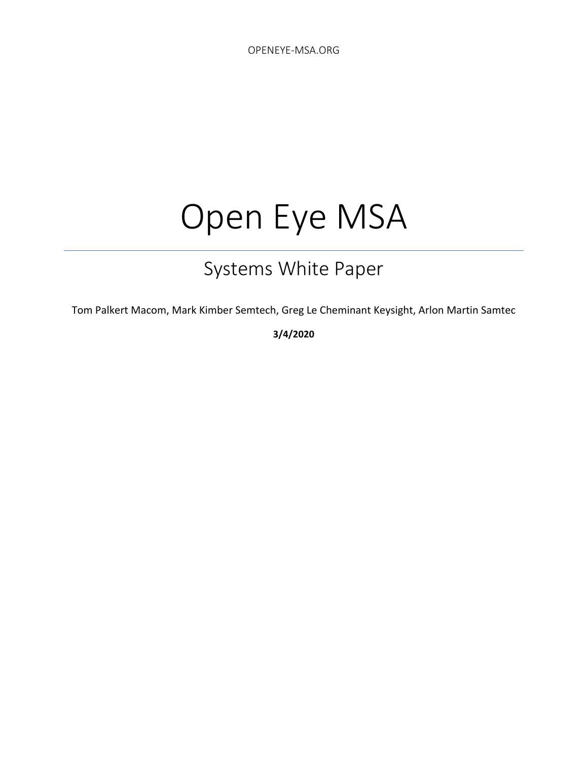OPENEYE-MSA.ORG

# Open Eye MSA

## Systems White Paper

Tom Palkert Macom, Mark Kimber Semtech, Greg Le Cheminant Keysight, Arlon Martin Samtec

**3/4/2020**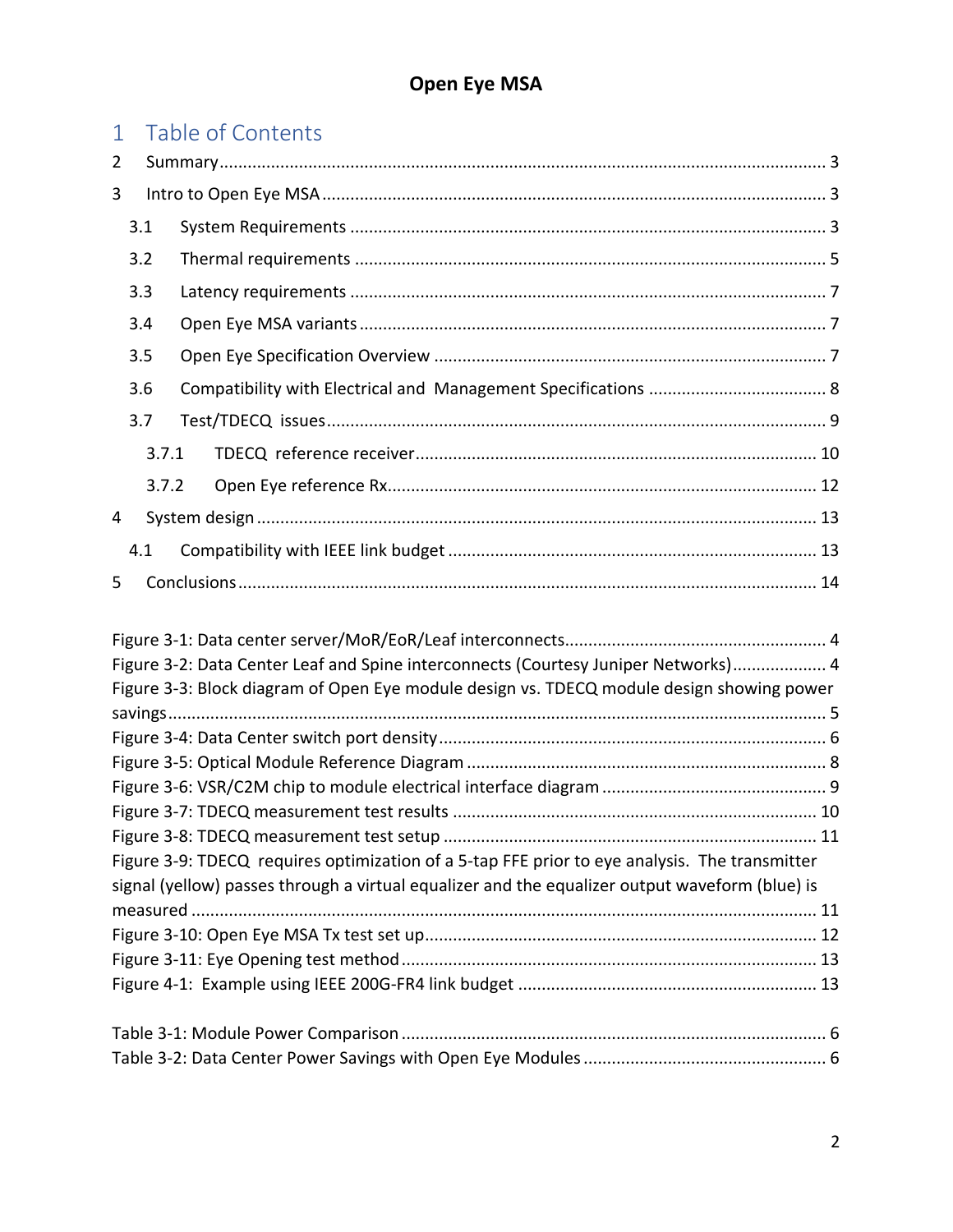**Open Eye MSA**

# 1 Table of Contents

2 Summary ........ 3

3 Intro to Open Eye MSA ........ 3

- 3.1 System Requirements ........ 3
- 3.2 Thermal requirements ........ 5
- 3.3 Latency requirements ........ 7
- 3.4 Open Eye MSA variants ........ 7
- 3.5 Open Eye Specification Overview ........ 7
- 3.6 Compatibility with Electrical and Management Specifications ........ 8
- 3.7 Test/TDECQ issues ........ 9
  - 3.7.1 TDECQ reference receiver ........ 10
  - 3.7.2 Open Eye reference Rx ........ 12

4 System design ........ 13

- 4.1 Compatibility with IEEE link budget ........ 13

5 Conclusions ........ 14

Figure 3-1: Data center server/MoR/EoR/Leaf interconnects ........ 4

Figure 3-2: Data Center Leaf and Spine interconnects (Courtesy Juniper Networks) ........ 4

Figure 3-3: Block diagram of Open Eye module design vs. TDECQ module design showing power savings ........ 5

Figure 3-4: Data Center switch port density ........ 6

Figure 3-5: Optical Module Reference Diagram ........ 8

Figure 3-6: VSR/C2M chip to module electrical interface diagram ........ 9

Figure 3-7: TDECQ measurement test results ........ 10

Figure 3-8: TDECQ measurement test setup ........ 11

Figure 3-9: TDECQ requires optimization of a 5-tap FFE prior to eye analysis. The transmitter signal (yellow) passes through a virtual equalizer and the equalizer output waveform (blue) is measured ........ 11

Figure 3-10: Open Eye MSA Tx test set up ........ 12

Figure 3-11: Eye Opening test method ........ 13

Figure 4-1: Example using IEEE 200G-FR4 link budget ........ 13

Table 3-1: Module Power Comparison ........ 6

Table 3-2: Data Center Power Savings with Open Eye Modules ........ 6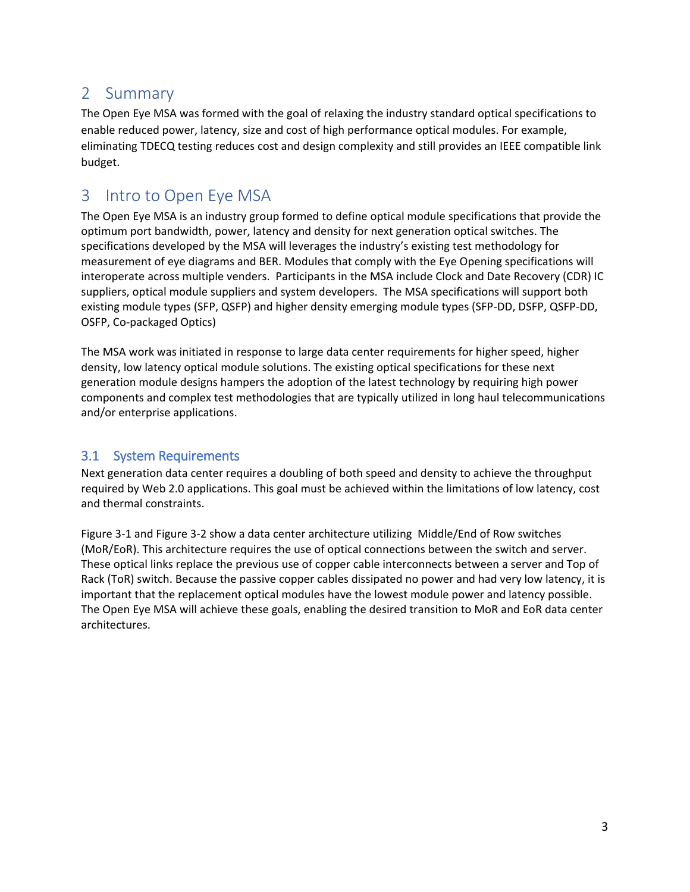# 2 Summary

The Open Eye MSA was formed with the goal of relaxing the industry standard optical specifications to enable reduced power, latency, size and cost of high performance optical modules. For example, eliminating TDECQ testing reduces cost and design complexity and still provides an IEEE compatible link budget.

# 3 Intro to Open Eye MSA

The Open Eye MSA is an industry group formed to define optical module specifications that provide the optimum port bandwidth, power, latency and density for next generation optical switches. The specifications developed by the MSA will leverages the industry's existing test methodology for measurement of eye diagrams and BER. Modules that comply with the Eye Opening specifications will interoperate across multiple venders. Participants in the MSA include Clock and Date Recovery (CDR) IC suppliers, optical module suppliers and system developers. The MSA specifications will support both existing module types (SFP, QSFP) and higher density emerging module types (SFP-DD, DSFP, QSFP-DD, OSFP, Co-packaged Optics)

The MSA work was initiated in response to large data center requirements for higher speed, higher density, low latency optical module solutions. The existing optical specifications for these next generation module designs hampers the adoption of the latest technology by requiring high power components and complex test methodologies that are typically utilized in long haul telecommunications and/or enterprise applications.

## 3.1 System Requirements

Next generation data center requires a doubling of both speed and density to achieve the throughput required by Web 2.0 applications. This goal must be achieved within the limitations of low latency, cost and thermal constraints.

Figure 3-1 and Figure 3-2 show a data center architecture utilizing Middle/End of Row switches (MoR/EoR). This architecture requires the use of optical connections between the switch and server. These optical links replace the previous use of copper cable interconnects between a server and Top of Rack (ToR) switch. Because the passive copper cables dissipated no power and had very low latency, it is important that the replacement optical modules have the lowest module power and latency possible. The Open Eye MSA will achieve these goals, enabling the desired transition to MoR and EoR data center architectures.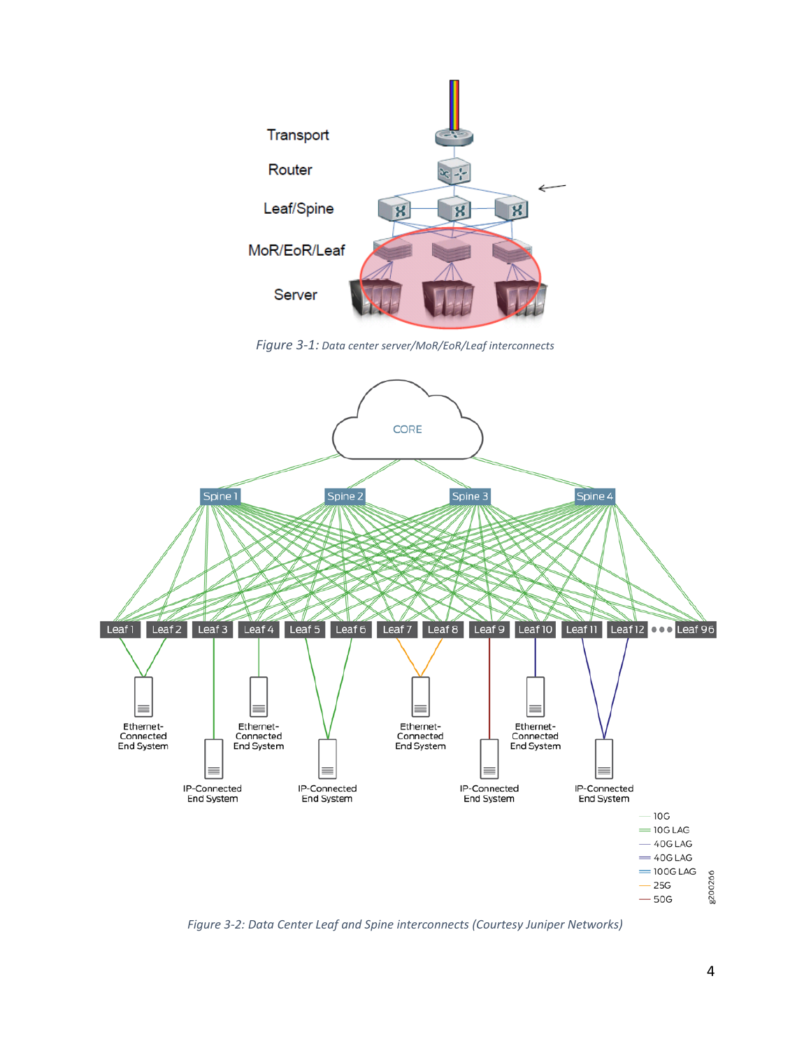*Figure 3-1: Data center server/MoR/EoR/Leaf interconnects*

*Figure 3-2: Data Center Leaf and Spine interconnects (Courtesy Juniper Networks)*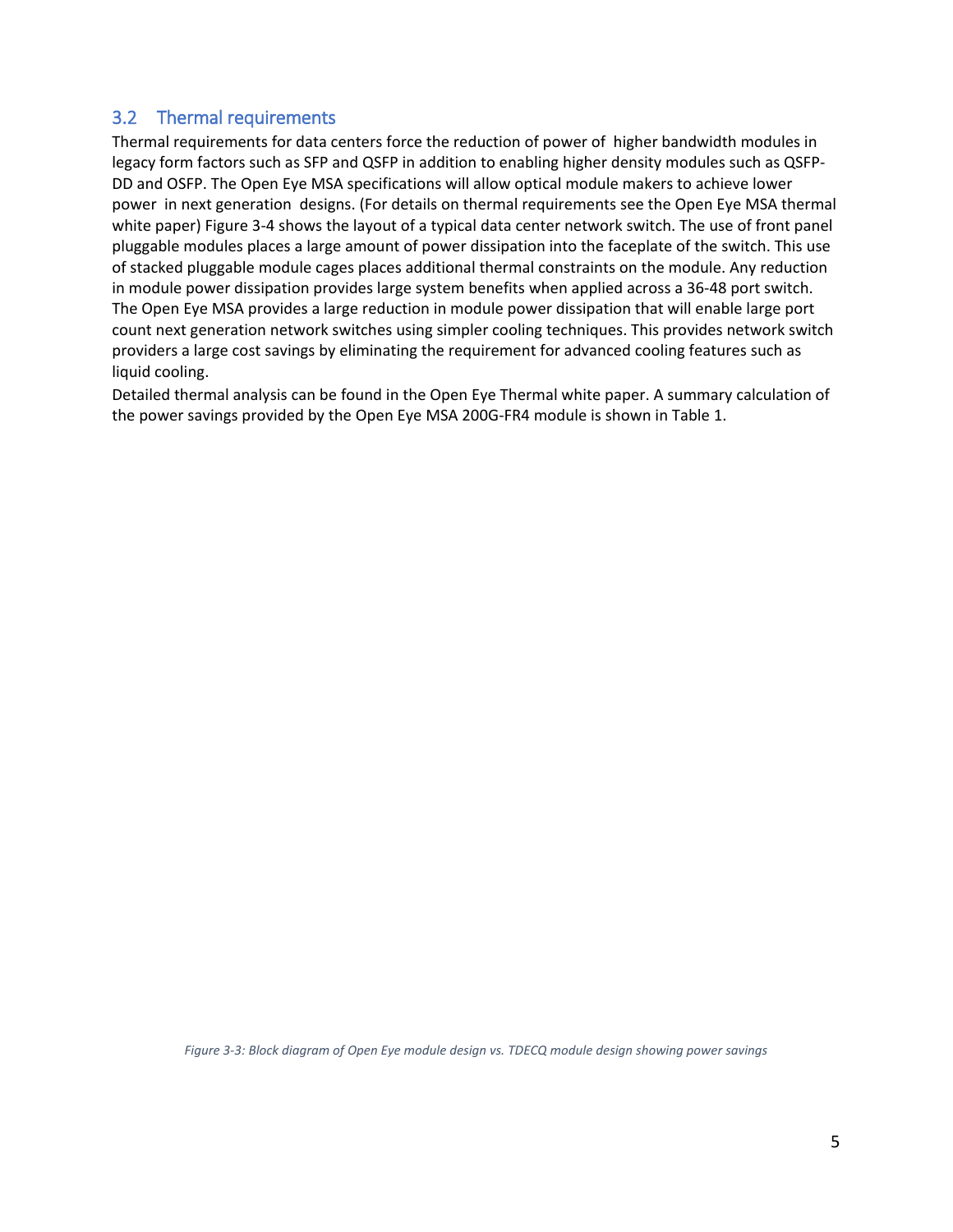## 3.2 Thermal requirements

Thermal requirements for data centers force the reduction of power of higher bandwidth modules in legacy form factors such as SFP and QSFP in addition to enabling higher density modules such as QSFP-DD and OSFP. The Open Eye MSA specifications will allow optical module makers to achieve lower power in next generation designs. (For details on thermal requirements see the Open Eye MSA thermal white paper) Figure 3-4 shows the layout of a typical data center network switch. The use of front panel pluggable modules places a large amount of power dissipation into the faceplate of the switch. This use of stacked pluggable module cages places additional thermal constraints on the module. Any reduction in module power dissipation provides large system benefits when applied across a 36-48 port switch. The Open Eye MSA provides a large reduction in module power dissipation that will enable large port count next generation network switches using simpler cooling techniques. This provides network switch providers a large cost savings by eliminating the requirement for advanced cooling features such as liquid cooling.

Detailed thermal analysis can be found in the Open Eye Thermal white paper. A summary calculation of the power savings provided by the Open Eye MSA 200G-FR4 module is shown in Table 1.

*Figure 3-3: Block diagram of Open Eye module design vs. TDECQ module design showing power savings*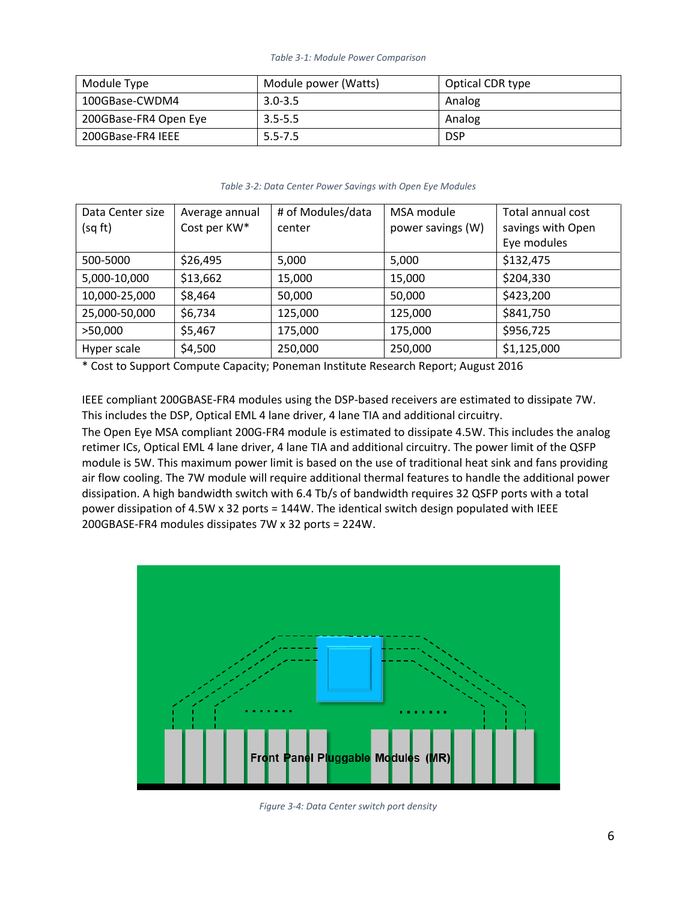*Table 3-1: Module Power Comparison*

| Module Type | Module power (Watts) | Optical CDR type |
|---|---|---|
| 100GBase-CWDM4 | 3.0-3.5 | Analog |
| 200GBase-FR4 Open Eye | 3.5-5.5 | Analog |
| 200GBase-FR4 IEEE | 5.5-7.5 | DSP |

*Table 3-2: Data Center Power Savings with Open Eye Modules*

| Data Center size (sq ft) | Average annual Cost per KW* | # of Modules/data center | MSA module power savings (W) | Total annual cost savings with Open Eye modules |
|---|---|---|---|---|
| 500-5000 | $26,495 | 5,000 | 5,000 | $132,475 |
| 5,000-10,000 | $13,662 | 15,000 | 15,000 | $204,330 |
| 10,000-25,000 | $8,464 | 50,000 | 50,000 | $423,200 |
| 25,000-50,000 | $6,734 | 125,000 | 125,000 | $841,750 |
| >50,000 | $5,467 | 175,000 | 175,000 | $956,725 |
| Hyper scale | $4,500 | 250,000 | 250,000 | $1,125,000 |

* Cost to Support Compute Capacity; Poneman Institute Research Report; August 2016

IEEE compliant 200GBASE-FR4 modules using the DSP-based receivers are estimated to dissipate 7W. This includes the DSP, Optical EML 4 lane driver, 4 lane TIA and additional circuitry.

The Open Eye MSA compliant 200G-FR4 module is estimated to dissipate 4.5W. This includes the analog retimer ICs, Optical EML 4 lane driver, 4 lane TIA and additional circuitry. The power limit of the QSFP module is 5W. This maximum power limit is based on the use of traditional heat sink and fans providing air flow cooling. The 7W module will require additional thermal features to handle the additional power dissipation. A high bandwidth switch with 6.4 Tb/s of bandwidth requires 32 QSFP ports with a total power dissipation of 4.5W x 32 ports = 144W. The identical switch design populated with IEEE 200GBASE-FR4 modules dissipates 7W x 32 ports = 224W.

Front Panel Pluggable Modules (MR)

*Figure 3-4: Data Center switch port density*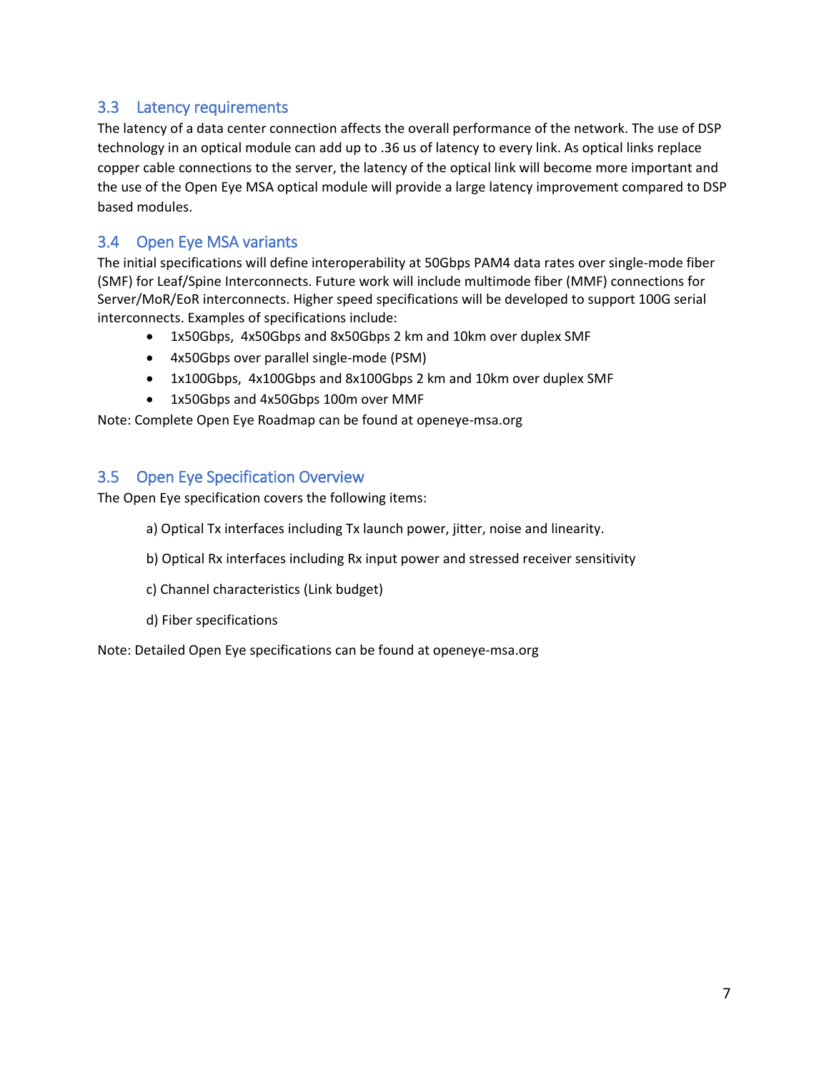## 3.3 Latency requirements

The latency of a data center connection affects the overall performance of the network. The use of DSP technology in an optical module can add up to .36 us of latency to every link. As optical links replace copper cable connections to the server, the latency of the optical link will become more important and the use of the Open Eye MSA optical module will provide a large latency improvement compared to DSP based modules.

## 3.4 Open Eye MSA variants

The initial specifications will define interoperability at 50Gbps PAM4 data rates over single-mode fiber (SMF) for Leaf/Spine Interconnects. Future work will include multimode fiber (MMF) connections for Server/MoR/EoR interconnects. Higher speed specifications will be developed to support 100G serial interconnects. Examples of specifications include:

- 1x50Gbps, 4x50Gbps and 8x50Gbps 2 km and 10km over duplex SMF
- 4x50Gbps over parallel single-mode (PSM)
- 1x100Gbps, 4x100Gbps and 8x100Gbps 2 km and 10km over duplex SMF
- 1x50Gbps and 4x50Gbps 100m over MMF

Note: Complete Open Eye Roadmap can be found at openeye-msa.org

## 3.5 Open Eye Specification Overview

The Open Eye specification covers the following items:

a) Optical Tx interfaces including Tx launch power, jitter, noise and linearity.

b) Optical Rx interfaces including Rx input power and stressed receiver sensitivity

c) Channel characteristics (Link budget)

d) Fiber specifications

Note: Detailed Open Eye specifications can be found at openeye-msa.org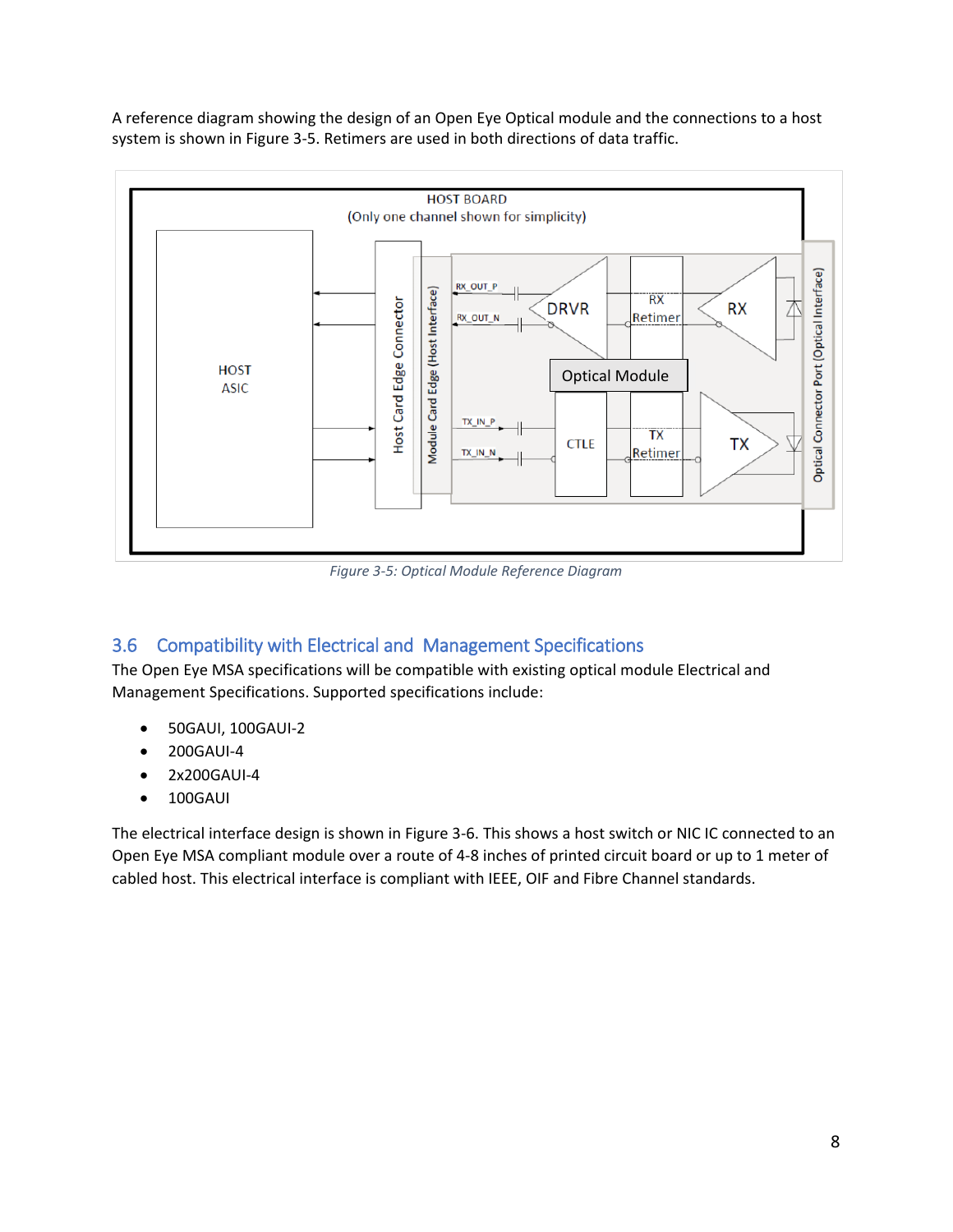A reference diagram showing the design of an Open Eye Optical module and the connections to a host system is shown in Figure 3-5. Retimers are used in both directions of data traffic.

*Figure 3-5: Optical Module Reference Diagram*

## 3.6 Compatibility with Electrical and Management Specifications

The Open Eye MSA specifications will be compatible with existing optical module Electrical and Management Specifications. Supported specifications include:

- 50GAUI, 100GAUI-2
- 200GAUI-4
- 2x200GAUI-4
- 100GAUI

The electrical interface design is shown in Figure 3-6. This shows a host switch or NIC IC connected to an Open Eye MSA compliant module over a route of 4-8 inches of printed circuit board or up to 1 meter of cabled host. This electrical interface is compliant with IEEE, OIF and Fibre Channel standards.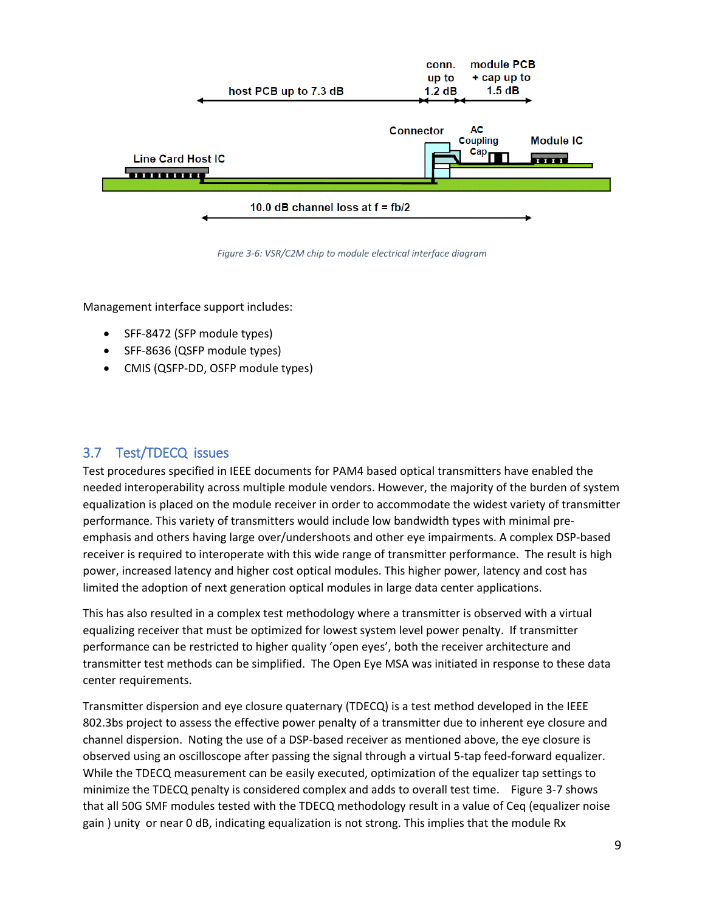Figure 3-6: VSR/C2M chip to module electrical interface diagram

Management interface support includes:

- SFF-8472 (SFP module types)
- SFF-8636 (QSFP module types)
- CMIS (QSFP-DD, OSFP module types)

## 3.7 Test/TDECQ issues

Test procedures specified in IEEE documents for PAM4 based optical transmitters have enabled the needed interoperability across multiple module vendors. However, the majority of the burden of system equalization is placed on the module receiver in order to accommodate the widest variety of transmitter performance. This variety of transmitters would include low bandwidth types with minimal pre-emphasis and others having large over/undershoots and other eye impairments. A complex DSP-based receiver is required to interoperate with this wide range of transmitter performance. The result is high power, increased latency and higher cost optical modules. This higher power, latency and cost has limited the adoption of next generation optical modules in large data center applications.

This has also resulted in a complex test methodology where a transmitter is observed with a virtual equalizing receiver that must be optimized for lowest system level power penalty. If transmitter performance can be restricted to higher quality 'open eyes', both the receiver architecture and transmitter test methods can be simplified. The Open Eye MSA was initiated in response to these data center requirements.

Transmitter dispersion and eye closure quaternary (TDECQ) is a test method developed in the IEEE 802.3bs project to assess the effective power penalty of a transmitter due to inherent eye closure and channel dispersion. Noting the use of a DSP-based receiver as mentioned above, the eye closure is observed using an oscilloscope after passing the signal through a virtual 5-tap feed-forward equalizer. While the TDECQ measurement can be easily executed, optimization of the equalizer tap settings to minimize the TDECQ penalty is considered complex and adds to overall test time. Figure 3-7 shows that all 50G SMF modules tested with the TDECQ methodology result in a value of Ceq (equalizer noise gain ) unity or near 0 dB, indicating equalization is not strong. This implies that the module Rx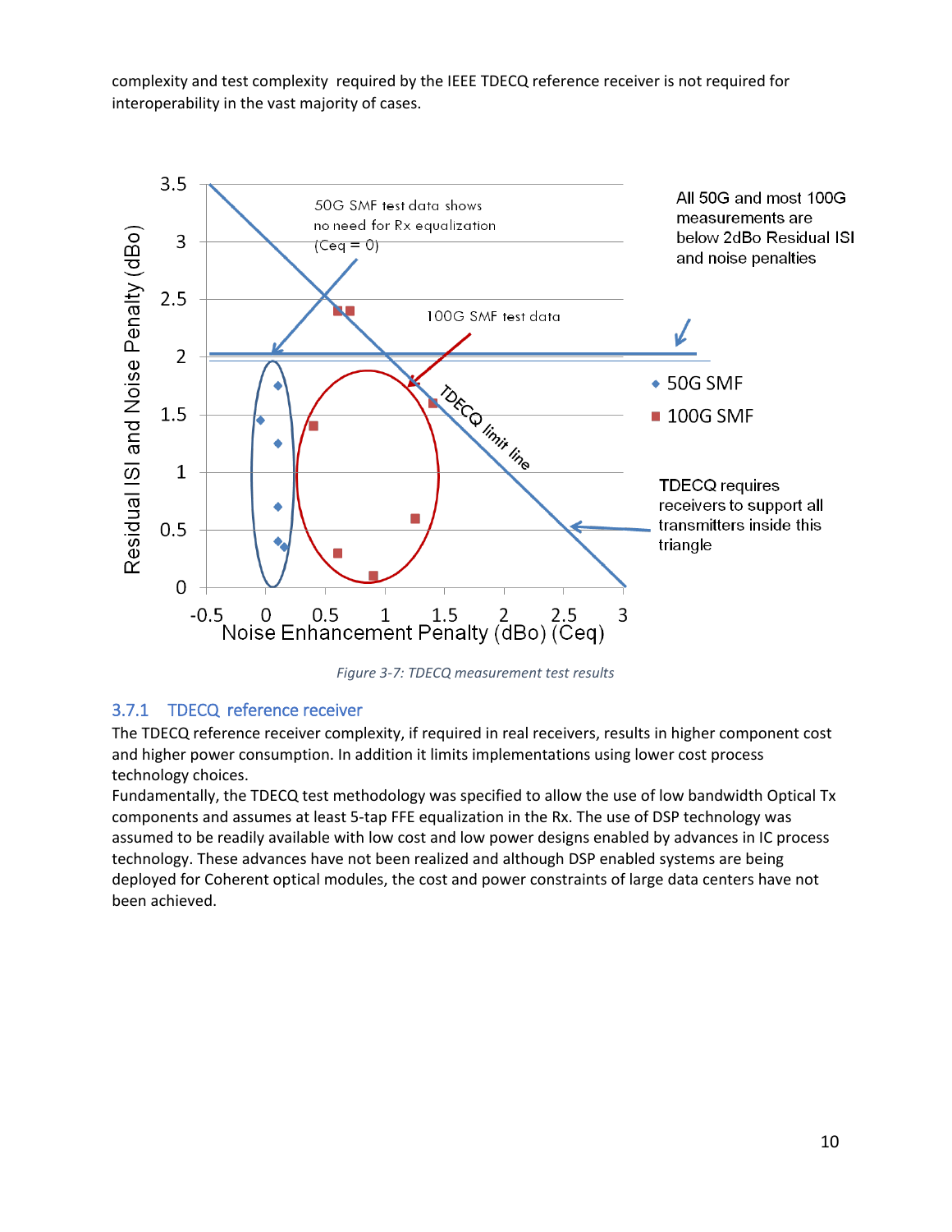complexity and test complexity required by the IEEE TDECQ reference receiver is not required for interoperability in the vast majority of cases.

*Figure 3-7: TDECQ measurement test results*

### 3.7.1 TDECQ reference receiver

The TDECQ reference receiver complexity, if required in real receivers, results in higher component cost and higher power consumption. In addition it limits implementations using lower cost process technology choices.

Fundamentally, the TDECQ test methodology was specified to allow the use of low bandwidth Optical Tx components and assumes at least 5-tap FFE equalization in the Rx. The use of DSP technology was assumed to be readily available with low cost and low power designs enabled by advances in IC process technology. These advances have not been realized and although DSP enabled systems are being deployed for Coherent optical modules, the cost and power constraints of large data centers have not been achieved.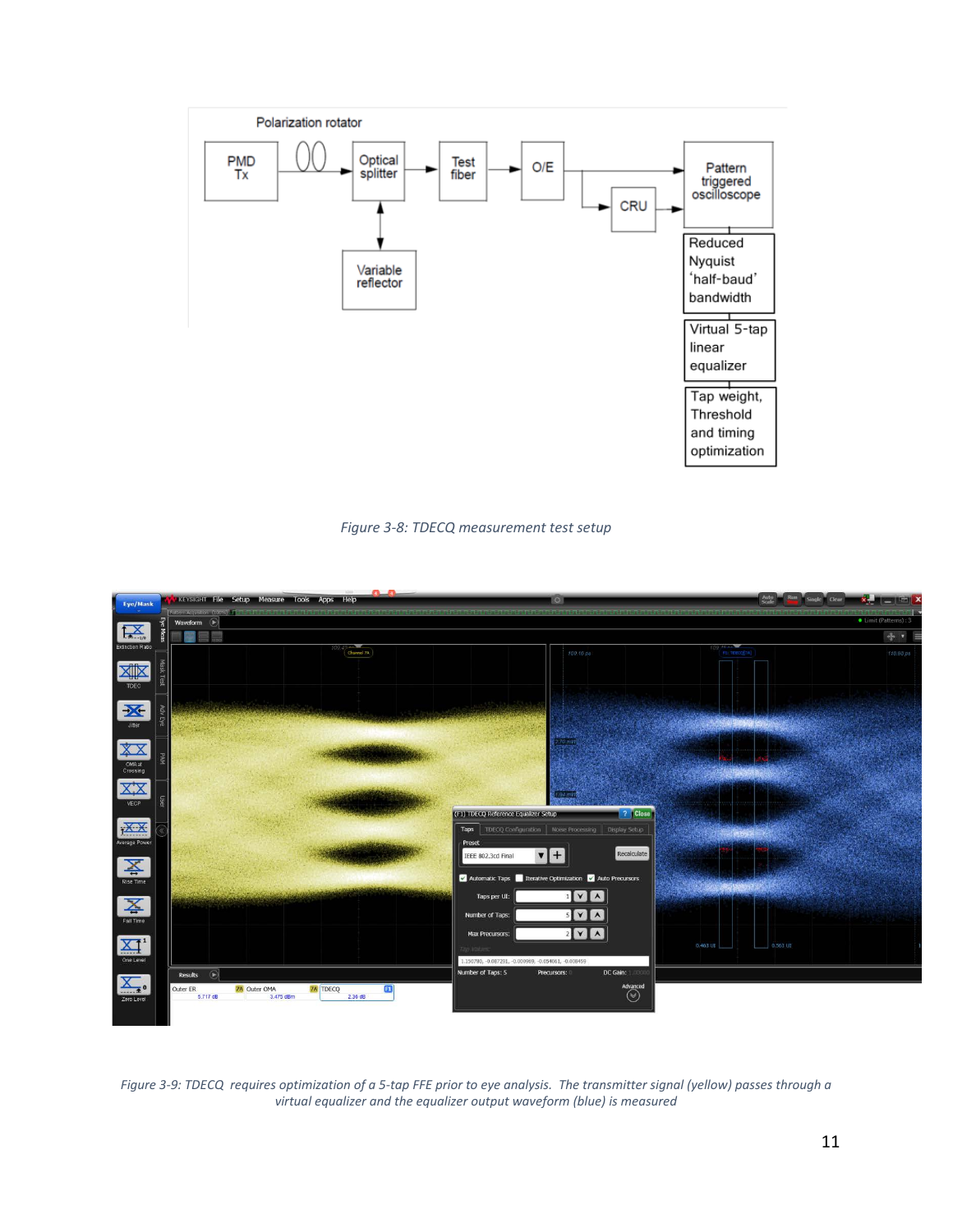*Figure 3-8: TDECQ measurement test setup*

*Figure 3-9: TDECQ requires optimization of a 5-tap FFE prior to eye analysis. The transmitter signal (yellow) passes through a virtual equalizer and the equalizer output waveform (blue) is measured*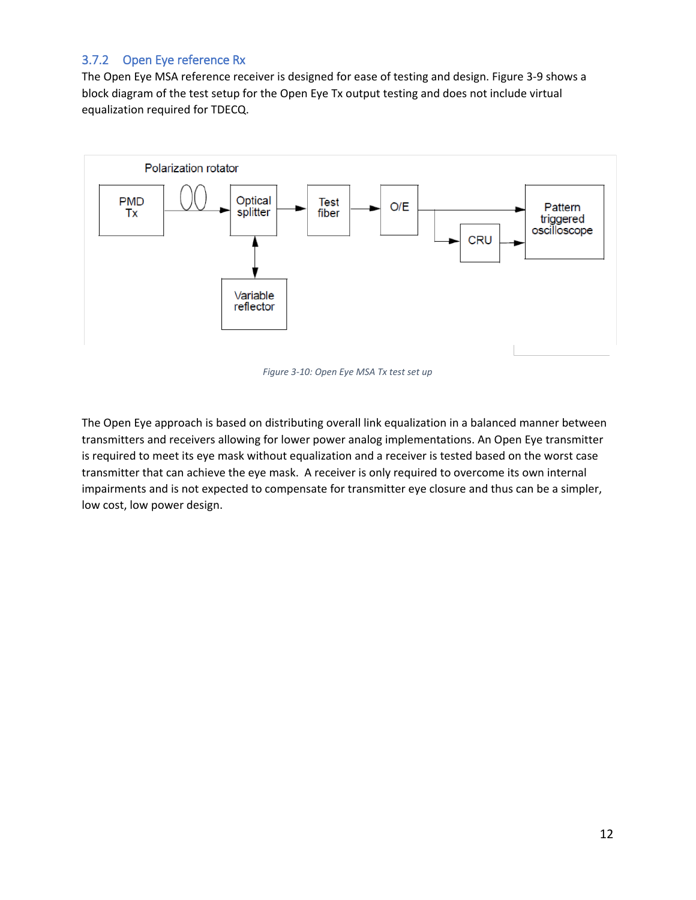### 3.7.2 Open Eye reference Rx

The Open Eye MSA reference receiver is designed for ease of testing and design. Figure 3-9 shows a block diagram of the test setup for the Open Eye Tx output testing and does not include virtual equalization required for TDECQ.

*Figure 3-10: Open Eye MSA Tx test set up*

The Open Eye approach is based on distributing overall link equalization in a balanced manner between transmitters and receivers allowing for lower power analog implementations. An Open Eye transmitter is required to meet its eye mask without equalization and a receiver is tested based on the worst case transmitter that can achieve the eye mask. A receiver is only required to overcome its own internal impairments and is not expected to compensate for transmitter eye closure and thus can be a simpler, low cost, low power design.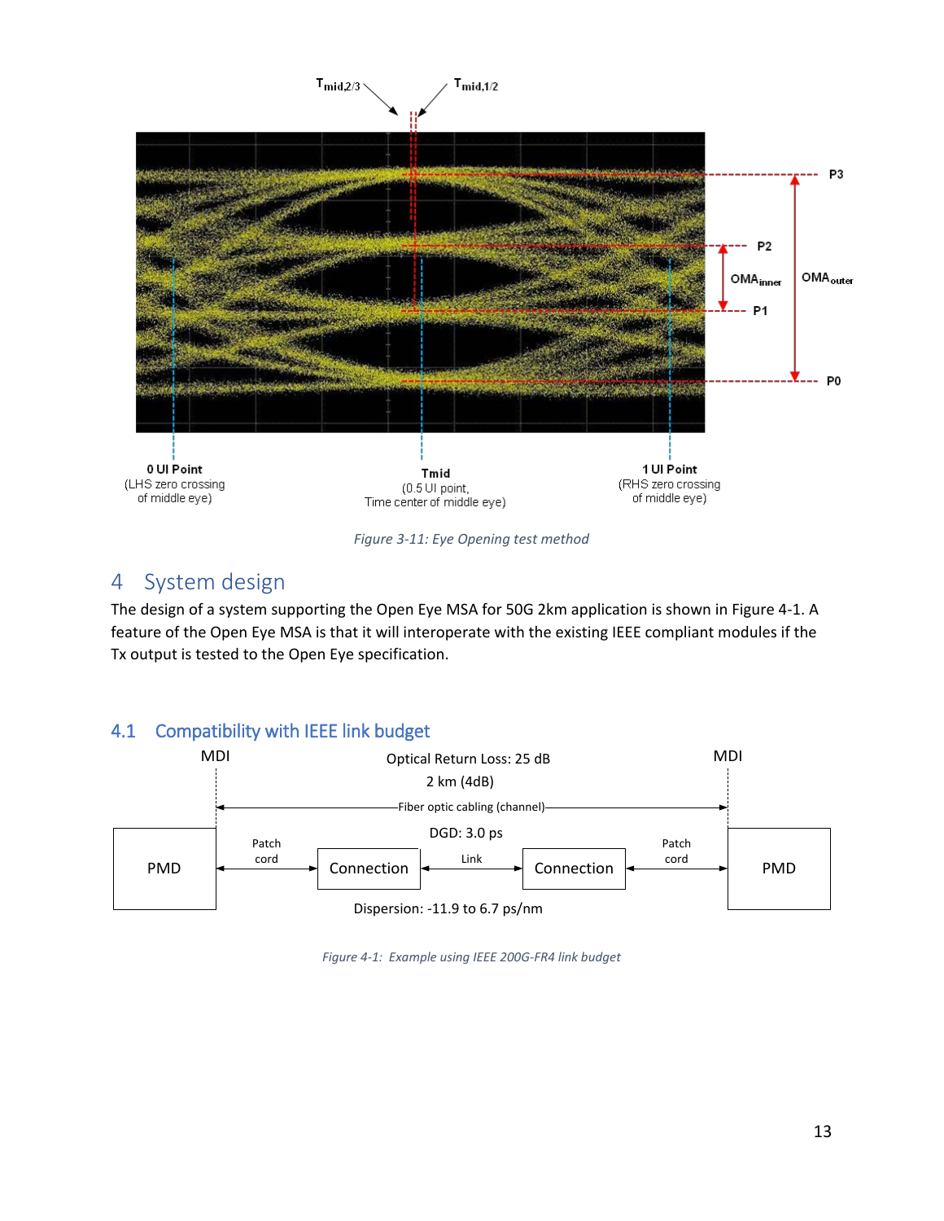Figure 3-11: Eye Opening test method

# 4 System design

The design of a system supporting the Open Eye MSA for 50G 2km application is shown in Figure 4-1. A feature of the Open Eye MSA is that it will interoperate with the existing IEEE compliant modules if the Tx output is tested to the Open Eye specification.

## 4.1 Compatibility with IEEE link budget

Figure 4-1: Example using IEEE 200G-FR4 link budget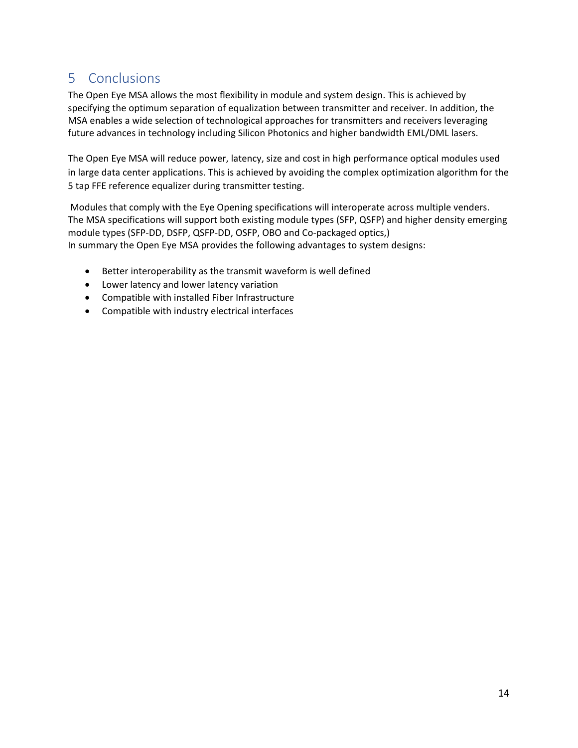# 5 Conclusions

The Open Eye MSA allows the most flexibility in module and system design. This is achieved by specifying the optimum separation of equalization between transmitter and receiver. In addition, the MSA enables a wide selection of technological approaches for transmitters and receivers leveraging future advances in technology including Silicon Photonics and higher bandwidth EML/DML lasers.

The Open Eye MSA will reduce power, latency, size and cost in high performance optical modules used in large data center applications. This is achieved by avoiding the complex optimization algorithm for the 5 tap FFE reference equalizer during transmitter testing.

Modules that comply with the Eye Opening specifications will interoperate across multiple venders. The MSA specifications will support both existing module types (SFP, QSFP) and higher density emerging module types (SFP-DD, DSFP, QSFP-DD, OSFP, OBO and Co-packaged optics,)
In summary the Open Eye MSA provides the following advantages to system designs:

- Better interoperability as the transmit waveform is well defined
- Lower latency and lower latency variation
- Compatible with installed Fiber Infrastructure
- Compatible with industry electrical interfaces